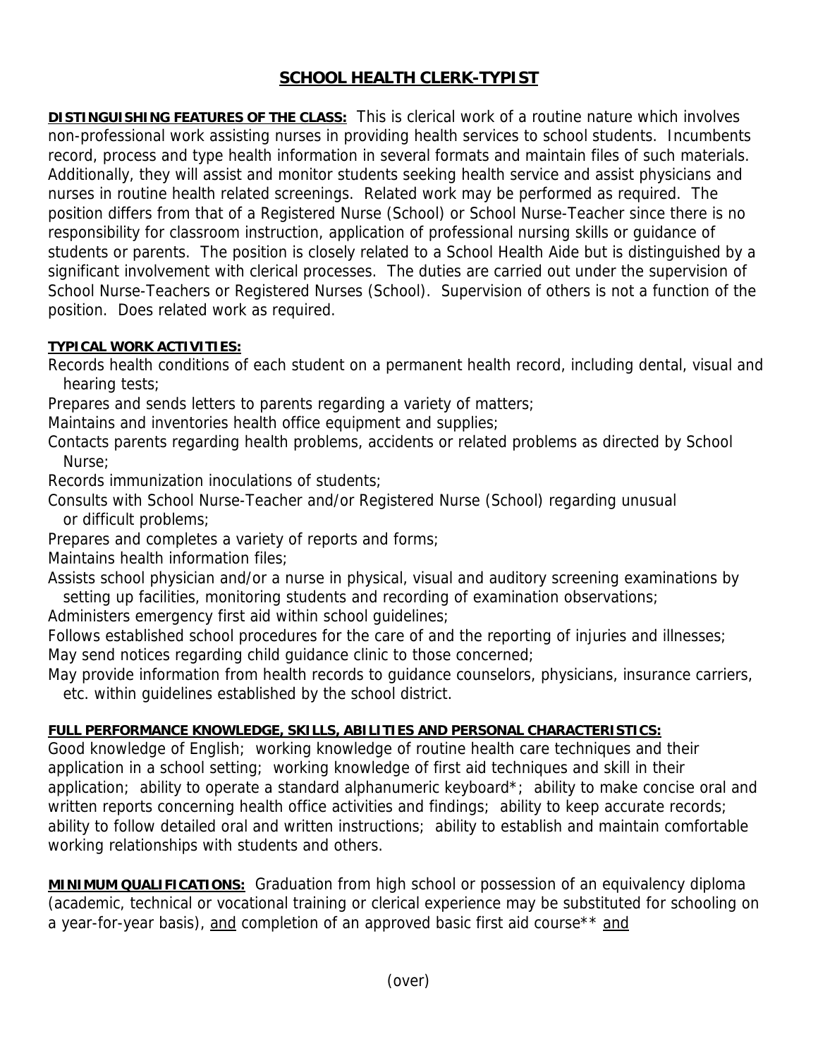# SCHOOL HEALTH CLERK-TYPIST

**DISTINGUISHING FEATURES OF THE CLASS:** This is clerical work of a routine nature which involves non-professional work assisting nurses in providing health services to school students. Incumbents record, process and type health information in several formats and maintain files of such materials. Additionally, they will assist and monitor students seeking health service and assist physicians and nurses in routine health related screenings. Related work may be performed as required. The position differs from that of a Registered Nurse (School) or School Nurse-Teacher since there is no responsibility for classroom instruction, application of professional nursing skills or guidance of students or parents. The position is closely related to a School Health Aide but is distinguished by a significant involvement with clerical processes. The duties are carried out under the supervision of School Nurse-Teachers or Registered Nurses (School). Supervision of others is not a function of the position. Does related work as required.

**TYPICAL WORK ACTIVITIES:**

Records health conditions of each student on a permanent health record, including dental, visual and hearing tests;
Prepares and sends letters to parents regarding a variety of matters;
Maintains and inventories health office equipment and supplies;
Contacts parents regarding health problems, accidents or related problems as directed by School Nurse;
Records immunization inoculations of students;
Consults with School Nurse-Teacher and/or Registered Nurse (School) regarding unusual or difficult problems;
Prepares and completes a variety of reports and forms;
Maintains health information files;
Assists school physician and/or a nurse in physical, visual and auditory screening examinations by setting up facilities, monitoring students and recording of examination observations;
Administers emergency first aid within school guidelines;
Follows established school procedures for the care of and the reporting of injuries and illnesses;
May send notices regarding child guidance clinic to those concerned;
May provide information from health records to guidance counselors, physicians, insurance carriers, etc. within guidelines established by the school district.

**FULL PERFORMANCE KNOWLEDGE, SKILLS, ABILITIES AND PERSONAL CHARACTERISTICS:**
Good knowledge of English; working knowledge of routine health care techniques and their application in a school setting; working knowledge of first aid techniques and skill in their application; ability to operate a standard alphanumeric keyboard*; ability to make concise oral and written reports concerning health office activities and findings; ability to keep accurate records; ability to follow detailed oral and written instructions; ability to establish and maintain comfortable working relationships with students and others.

**MINIMUM QUALIFICATIONS:** Graduation from high school or possession of an equivalency diploma (academic, technical or vocational training or clerical experience may be substituted for schooling on a year-for-year basis), <u>and</u> completion of an approved basic first aid course** <u>and</u>

(over)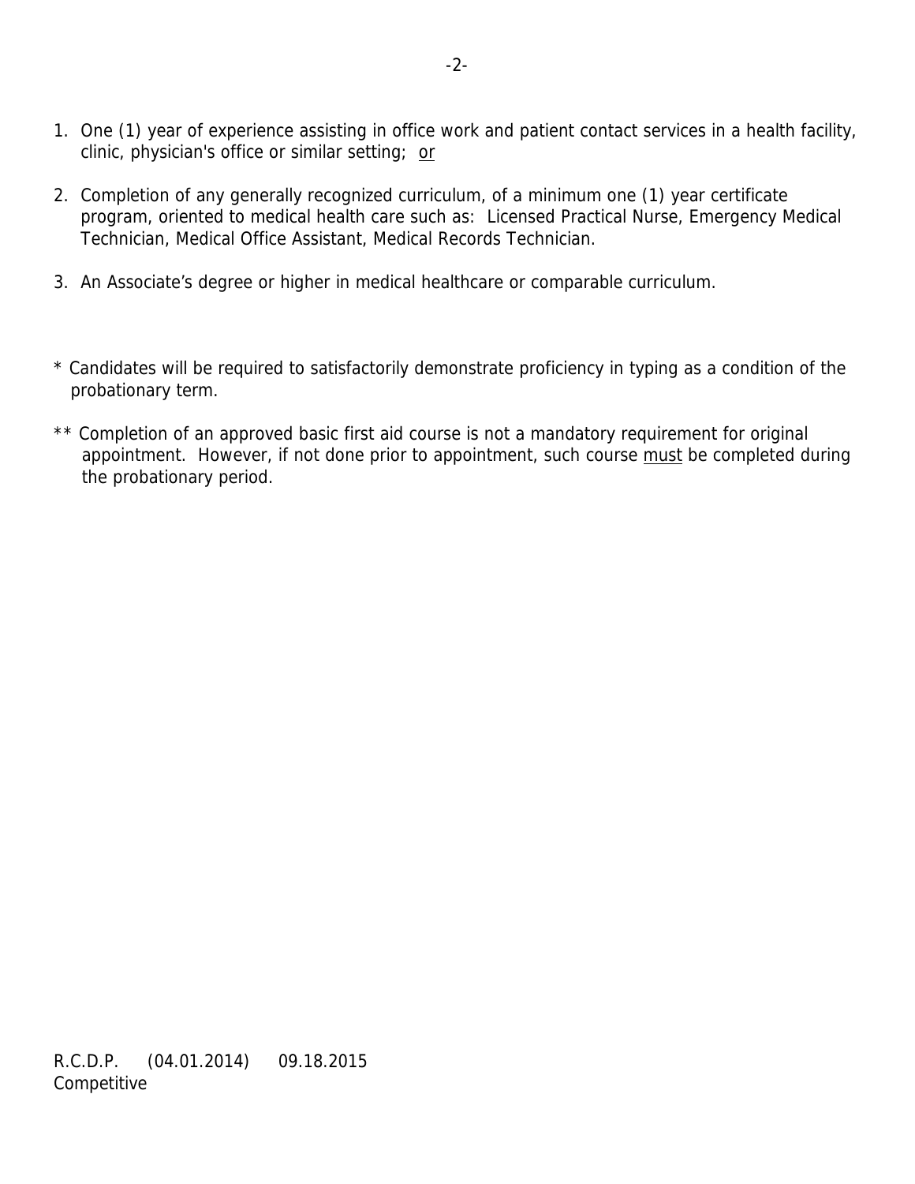1. One (1) year of experience assisting in office work and patient contact services in a health facility, clinic, physician's office or similar setting; <u>or</u>

2. Completion of any generally recognized curriculum, of a minimum one (1) year certificate program, oriented to medical health care such as: Licensed Practical Nurse, Emergency Medical Technician, Medical Office Assistant, Medical Records Technician.

3. An Associate's degree or higher in medical healthcare or comparable curriculum.

\* Candidates will be required to satisfactorily demonstrate proficiency in typing as a condition of the probationary term.

\*\* Completion of an approved basic first aid course is not a mandatory requirement for original appointment. However, if not done prior to appointment, such course <u>must</u> be completed during the probationary period.

R.C.D.P. (04.01.2014) 09.18.2015
Competitive